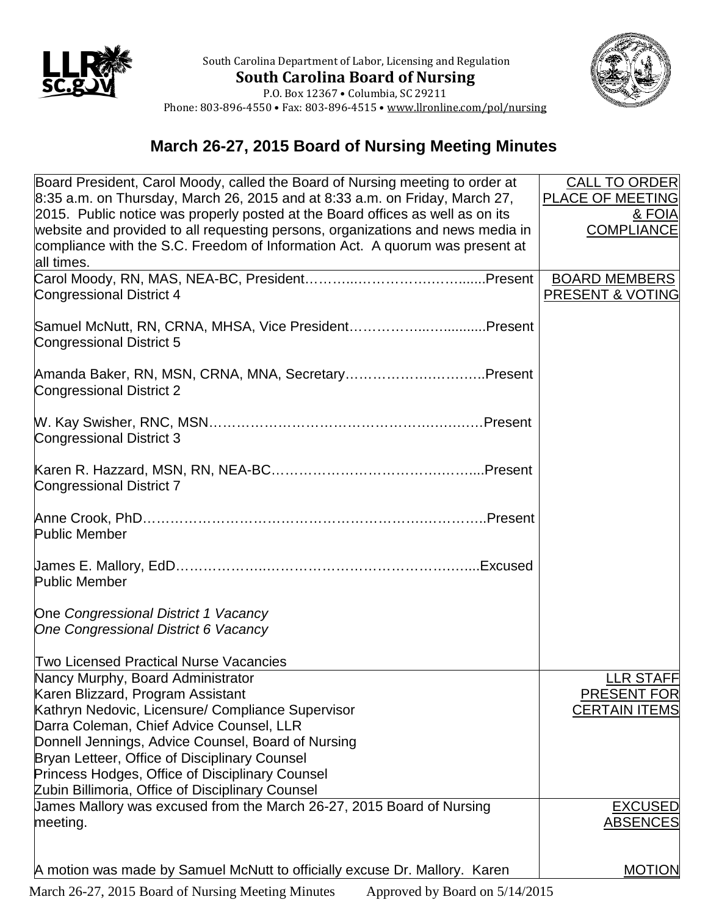South Carolina Department of Labor, Licensing and Regulation
**South Carolina Board of Nursing**
P.O. Box 12367 • Columbia, SC 29211
Phone: 803-896-4550 • Fax: 803-896-4515 • www.llronline.com/pol/nursing

# March 26-27, 2015 Board of Nursing Meeting Minutes

| | |
|---|---|
| Board President, Carol Moody, called the Board of Nursing meeting to order at 8:35 a.m. on Thursday, March 26, 2015 and at 8:33 a.m. on Friday, March 27, 2015. Public notice was properly posted at the Board offices as well as on its website and provided to all requesting persons, organizations and news media in compliance with the S.C. Freedom of Information Act. A quorum was present at all times. | CALL TO ORDER PLACE OF MEETING & FOIA COMPLIANCE |
| Carol Moody, RN, MAS, NEA-BC, President……………………………….Present<br>Congressional District 4<br><br>Samuel McNutt, RN, CRNA, MHSA, Vice President……………………….Present<br>Congressional District 5<br><br>Amanda Baker, RN, MSN, CRNA, MNA, Secretary………………………..Present<br>Congressional District 2<br><br>W. Kay Swisher, RNC, MSN……………………………………………….Present<br>Congressional District 3<br><br>Karen R. Hazzard, MSN, RN, NEA-BC…………………………………...Present<br>Congressional District 7<br><br>Anne Crook, PhD…………………………………………………………..Present<br>Public Member<br><br>James E. Mallory, EdD……………………………………………………Excused<br>Public Member<br><br>*One Congressional District 1 Vacancy*<br>*One Congressional District 6 Vacancy*<br><br>Two Licensed Practical Nurse Vacancies | BOARD MEMBERS PRESENT & VOTING |
| Nancy Murphy, Board Administrator<br>Karen Blizzard, Program Assistant<br>Kathryn Nedovic, Licensure/ Compliance Supervisor<br>Darra Coleman, Chief Advice Counsel, LLR<br>Donnell Jennings, Advice Counsel, Board of Nursing<br>Bryan Letteer, Office of Disciplinary Counsel<br>Princess Hodges, Office of Disciplinary Counsel<br>Zubin Billimoria, Office of Disciplinary Counsel | LLR STAFF PRESENT FOR CERTAIN ITEMS |
| James Mallory was excused from the March 26-27, 2015 Board of Nursing meeting. | EXCUSED ABSENCES |
| A motion was made by Samuel McNutt to officially excuse Dr. Mallory. Karen | MOTION |

March 26-27, 2015 Board of Nursing Meeting Minutes Approved by Board on 5/14/2015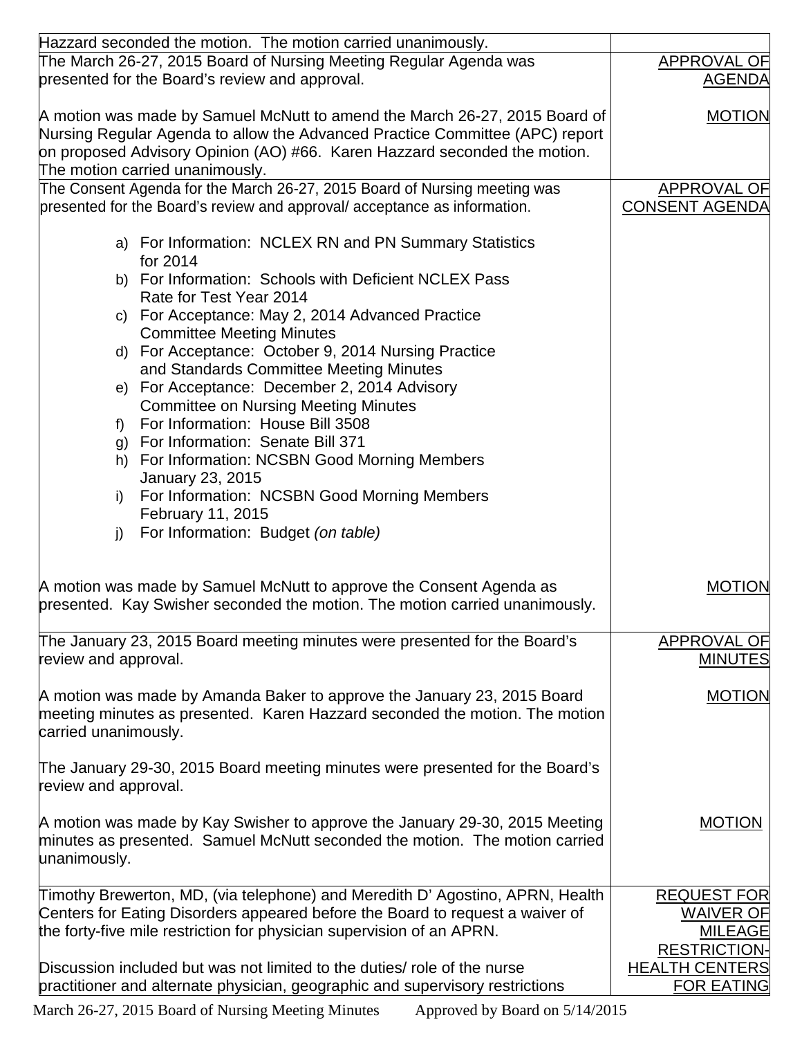| | |
|---|---|
| Hazzard seconded the motion. The motion carried unanimously. | |
| The March 26-27, 2015 Board of Nursing Meeting Regular Agenda was presented for the Board's review and approval.<br><br>A motion was made by Samuel McNutt to amend the March 26-27, 2015 Board of Nursing Regular Agenda to allow the Advanced Practice Committee (APC) report on proposed Advisory Opinion (AO) #66. Karen Hazzard seconded the motion. The motion carried unanimously. | APPROVAL OF AGENDA<br><br>MOTION |
| The Consent Agenda for the March 26-27, 2015 Board of Nursing meeting was presented for the Board's review and approval/ acceptance as information.<br><br>a) For Information: NCLEX RN and PN Summary Statistics for 2014<br>b) For Information: Schools with Deficient NCLEX Pass Rate for Test Year 2014<br>c) For Acceptance: May 2, 2014 Advanced Practice Committee Meeting Minutes<br>d) For Acceptance: October 9, 2014 Nursing Practice and Standards Committee Meeting Minutes<br>e) For Acceptance: December 2, 2014 Advisory Committee on Nursing Meeting Minutes<br>f) For Information: House Bill 3508<br>g) For Information: Senate Bill 371<br>h) For Information: NCSBN Good Morning Members January 23, 2015<br>i) For Information: NCSBN Good Morning Members February 11, 2015<br>j) For Information: Budget *(on table)*<br><br>A motion was made by Samuel McNutt to approve the Consent Agenda as presented. Kay Swisher seconded the motion. The motion carried unanimously. | APPROVAL OF CONSENT AGENDA<br><br>MOTION |
| The January 23, 2015 Board meeting minutes were presented for the Board's review and approval.<br><br>A motion was made by Amanda Baker to approve the January 23, 2015 Board meeting minutes as presented. Karen Hazzard seconded the motion. The motion carried unanimously.<br><br>The January 29-30, 2015 Board meeting minutes were presented for the Board's review and approval.<br><br>A motion was made by Kay Swisher to approve the January 29-30, 2015 Meeting minutes as presented. Samuel McNutt seconded the motion. The motion carried unanimously. | APPROVAL OF MINUTES<br><br>MOTION<br><br>MOTION |
| Timothy Brewerton, MD, (via telephone) and Meredith D' Agostino, APRN, Health Centers for Eating Disorders appeared before the Board to request a waiver of the forty-five mile restriction for physician supervision of an APRN.<br><br>Discussion included but was not limited to the duties/ role of the nurse practitioner and alternate physician, geographic and supervisory restrictions | REQUEST FOR WAIVER OF MILEAGE RESTRICTION-HEALTH CENTERS FOR EATING |

March 26-27, 2015 Board of Nursing Meeting Minutes Approved by Board on 5/14/2015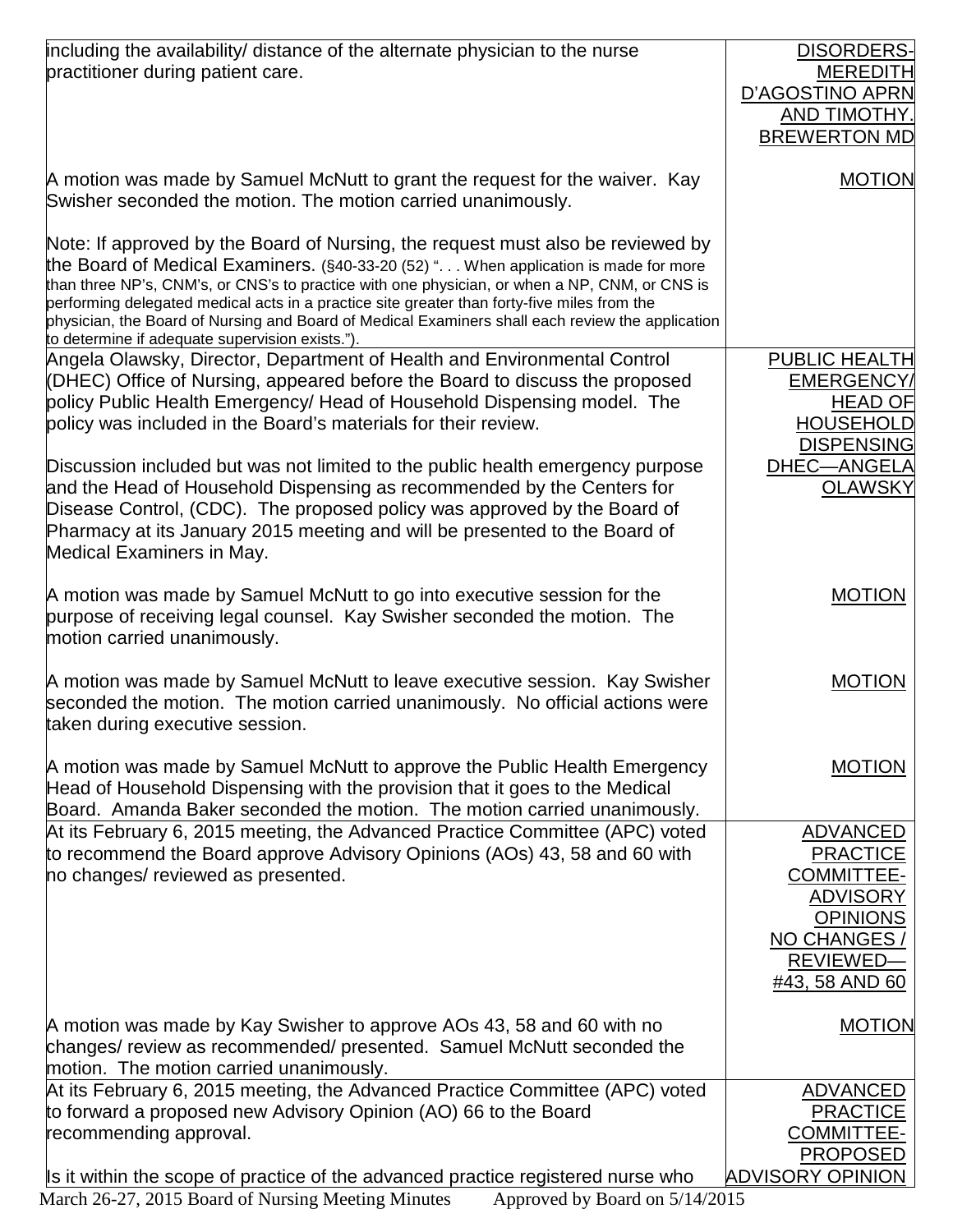| | |
|---|---|
| including the availability/ distance of the alternate physician to the nurse practitioner during patient care. | DISORDERS-MEREDITH D'AGOSTINO APRN AND TIMOTHY. BREWERTON MD |
| A motion was made by Samuel McNutt to grant the request for the waiver. Kay Swisher seconded the motion. The motion carried unanimously.<br><br>Note: If approved by the Board of Nursing, the request must also be reviewed by the Board of Medical Examiners. (§40-33-20 (52) ". . . When application is made for more than three NP's, CNM's, or CNS's to practice with one physician, or when a NP, CNM, or CNS is performing delegated medical acts in a practice site greater than forty-five miles from the physician, the Board of Nursing and Board of Medical Examiners shall each review the application to determine if adequate supervision exists."). | MOTION |
| Angela Olawsky, Director, Department of Health and Environmental Control (DHEC) Office of Nursing, appeared before the Board to discuss the proposed policy Public Health Emergency/ Head of Household Dispensing model. The policy was included in the Board's materials for their review.<br><br>Discussion included but was not limited to the public health emergency purpose and the Head of Household Dispensing as recommended by the Centers for Disease Control, (CDC). The proposed policy was approved by the Board of Pharmacy at its January 2015 meeting and will be presented to the Board of Medical Examiners in May. | PUBLIC HEALTH EMERGENCY/ HEAD OF HOUSEHOLD DISPENSING DHEC—ANGELA OLAWSKY |
| A motion was made by Samuel McNutt to go into executive session for the purpose of receiving legal counsel. Kay Swisher seconded the motion. The motion carried unanimously. | MOTION |
| A motion was made by Samuel McNutt to leave executive session. Kay Swisher seconded the motion. The motion carried unanimously. No official actions were taken during executive session. | MOTION |
| A motion was made by Samuel McNutt to approve the Public Health Emergency Head of Household Dispensing with the provision that it goes to the Medical Board. Amanda Baker seconded the motion. The motion carried unanimously. | MOTION |
| At its February 6, 2015 meeting, the Advanced Practice Committee (APC) voted to recommend the Board approve Advisory Opinions (AOs) 43, 58 and 60 with no changes/ reviewed as presented. | ADVANCED PRACTICE COMMITTEE-ADVISORY OPINIONS NO CHANGES / REVIEWED—#43, 58 AND 60 |
| A motion was made by Kay Swisher to approve AOs 43, 58 and 60 with no changes/ review as recommended/ presented. Samuel McNutt seconded the motion. The motion carried unanimously. | MOTION |
| At its February 6, 2015 meeting, the Advanced Practice Committee (APC) voted to forward a proposed new Advisory Opinion (AO) 66 to the Board recommending approval.<br><br>Is it within the scope of practice of the advanced practice registered nurse who | ADVANCED PRACTICE COMMITTEE-PROPOSED ADVISORY OPINION |

March 26-27, 2015 Board of Nursing Meeting Minutes Approved by Board on 5/14/2015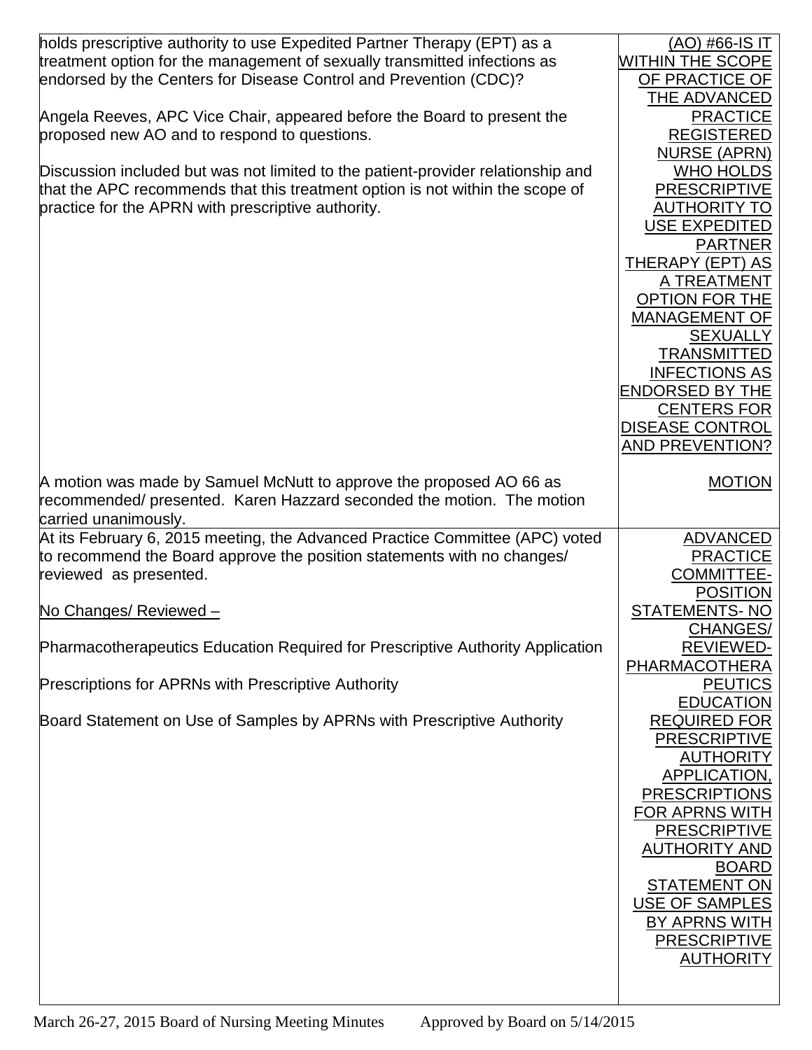| | |
|---|---|
| holds prescriptive authority to use Expedited Partner Therapy (EPT) as a treatment option for the management of sexually transmitted infections as endorsed by the Centers for Disease Control and Prevention (CDC)?<br><br>Angela Reeves, APC Vice Chair, appeared before the Board to present the proposed new AO and to respond to questions.<br><br>Discussion included but was not limited to the patient-provider relationship and that the APC recommends that this treatment option is not within the scope of practice for the APRN with prescriptive authority. | (AO) #66-IS IT WITHIN THE SCOPE OF PRACTICE OF THE ADVANCED PRACTICE REGISTERED NURSE (APRN) WHO HOLDS PRESCRIPTIVE AUTHORITY TO USE EXPEDITED PARTNER THERAPY (EPT) AS A TREATMENT OPTION FOR THE MANAGEMENT OF SEXUALLY TRANSMITTED INFECTIONS AS ENDORSED BY THE CENTERS FOR DISEASE CONTROL AND PREVENTION? |
| A motion was made by Samuel McNutt to approve the proposed AO 66 as recommended/ presented. Karen Hazzard seconded the motion. The motion carried unanimously. | MOTION |
| At its February 6, 2015 meeting, the Advanced Practice Committee (APC) voted to recommend the Board approve the position statements with no changes/ reviewed as presented.<br><br>No Changes/ Reviewed –<br><br>Pharmacotherapeutics Education Required for Prescriptive Authority Application<br><br>Prescriptions for APRNs with Prescriptive Authority<br><br>Board Statement on Use of Samples by APRNs with Prescriptive Authority | ADVANCED PRACTICE COMMITTEE-POSITION STATEMENTS- NO CHANGES/ REVIEWED-PHARMACOTHERAPEUTICS EDUCATION REQUIRED FOR PRESCRIPTIVE AUTHORITY APPLICATION, PRESCRIPTIONS FOR APRNS WITH PRESCRIPTIVE AUTHORITY AND BOARD STATEMENT ON USE OF SAMPLES BY APRNS WITH PRESCRIPTIVE AUTHORITY |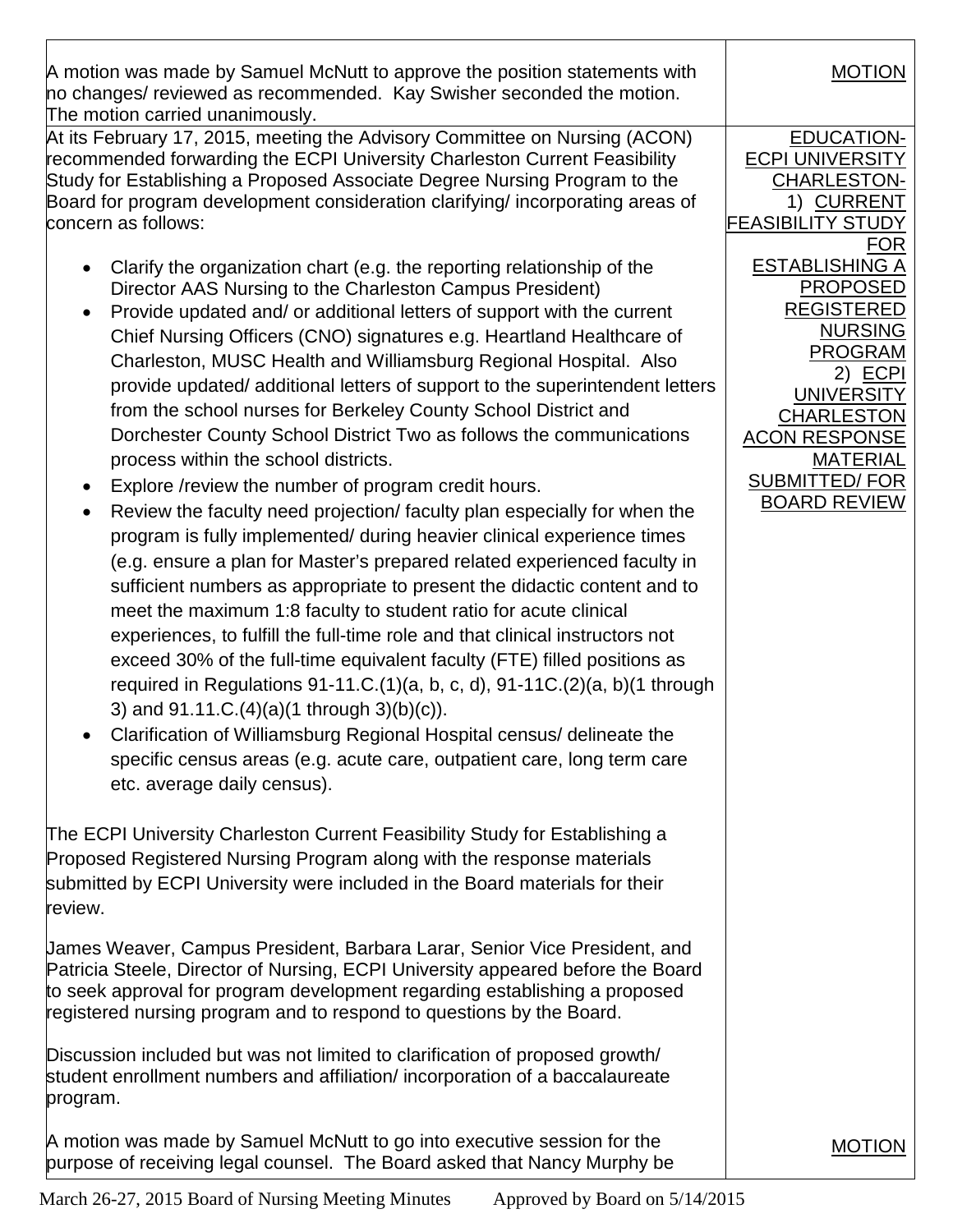| | |
|---|---|
| A motion was made by Samuel McNutt to approve the position statements with no changes/ reviewed as recommended. Kay Swisher seconded the motion. The motion carried unanimously. | <u>MOTION</u> |
| At its February 17, 2015, meeting the Advisory Committee on Nursing (ACON) recommended forwarding the ECPI University Charleston Current Feasibility Study for Establishing a Proposed Associate Degree Nursing Program to the Board for program development consideration clarifying/ incorporating areas of concern as follows:<br><br>• Clarify the organization chart (e.g. the reporting relationship of the Director AAS Nursing to the Charleston Campus President)<br>• Provide updated and/ or additional letters of support with the current Chief Nursing Officers (CNO) signatures e.g. Heartland Healthcare of Charleston, MUSC Health and Williamsburg Regional Hospital. Also provide updated/ additional letters of support to the superintendent letters from the school nurses for Berkeley County School District and Dorchester County School District Two as follows the communications process within the school districts.<br>• Explore /review the number of program credit hours.<br>• Review the faculty need projection/ faculty plan especially for when the program is fully implemented/ during heavier clinical experience times (e.g. ensure a plan for Master's prepared related experienced faculty in sufficient numbers as appropriate to present the didactic content and to meet the maximum 1:8 faculty to student ratio for acute clinical experiences, to fulfill the full-time role and that clinical instructors not exceed 30% of the full-time equivalent faculty (FTE) filled positions as required in Regulations 91-11.C.(1)(a, b, c, d), 91-11C.(2)(a, b)(1 through 3) and 91.11.C.(4)(a)(1 through 3)(b)(c)).<br>• Clarification of Williamsburg Regional Hospital census/ delineate the specific census areas (e.g. acute care, outpatient care, long term care etc. average daily census).<br><br>The ECPI University Charleston Current Feasibility Study for Establishing a Proposed Registered Nursing Program along with the response materials submitted by ECPI University were included in the Board materials for their review.<br><br>James Weaver, Campus President, Barbara Larar, Senior Vice President, and Patricia Steele, Director of Nursing, ECPI University appeared before the Board to seek approval for program development regarding establishing a proposed registered nursing program and to respond to questions by the Board.<br><br>Discussion included but was not limited to clarification of proposed growth/ student enrollment numbers and affiliation/ incorporation of a baccalaureate program. | <u>EDUCATION-ECPI UNIVERSITY CHARLESTON-</u><br>1) <u>CURRENT FEASIBILITY STUDY FOR ESTABLISHING A PROPOSED REGISTERED NURSING PROGRAM</u><br>2) <u>ECPI UNIVERSITY CHARLESTON ACON RESPONSE MATERIAL SUBMITTED/ FOR BOARD REVIEW</u> |
| A motion was made by Samuel McNutt to go into executive session for the purpose of receiving legal counsel. The Board asked that Nancy Murphy be | <u>MOTION</u> |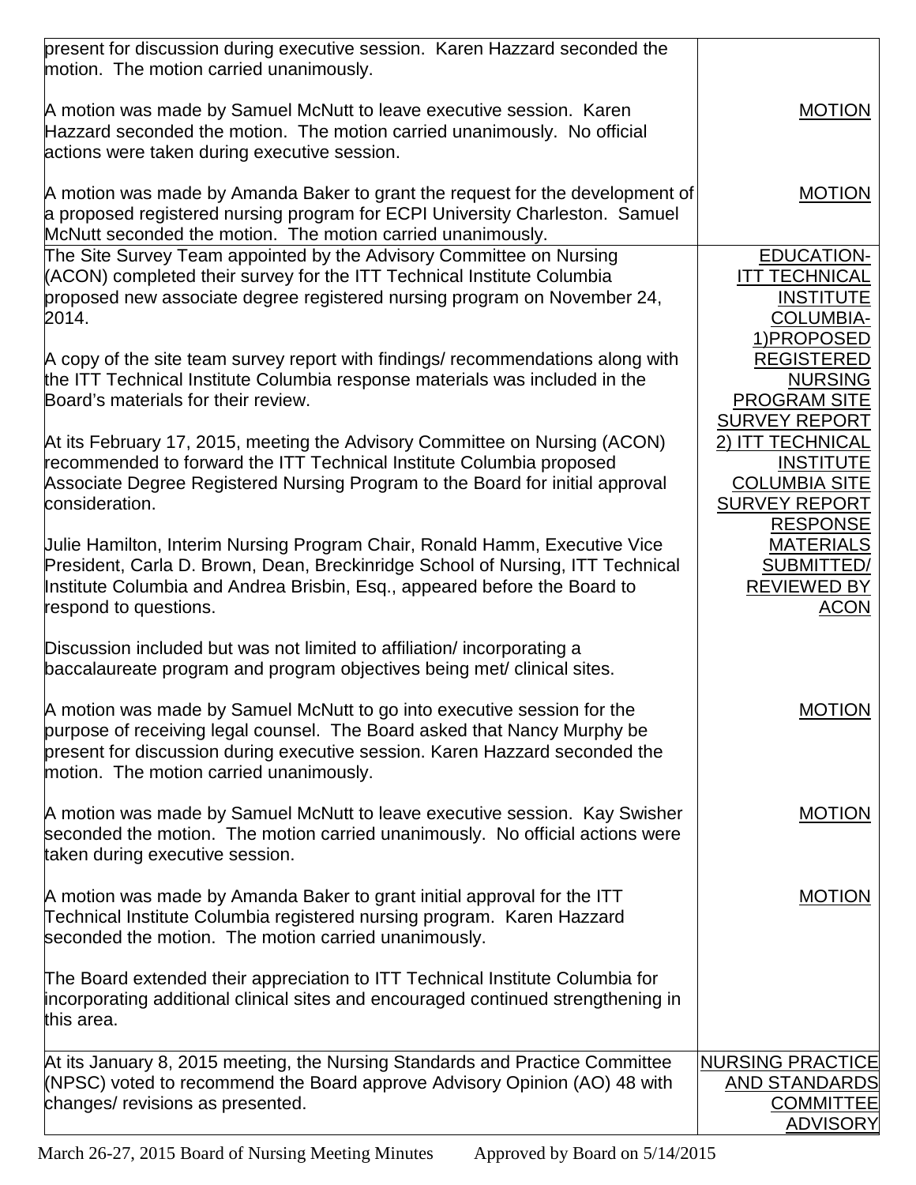| | |
|---|---|
| present for discussion during executive session. Karen Hazzard seconded the motion. The motion carried unanimously.<br><br>A motion was made by Samuel McNutt to leave executive session. Karen Hazzard seconded the motion. The motion carried unanimously. No official actions were taken during executive session.<br><br>A motion was made by Amanda Baker to grant the request for the development of a proposed registered nursing program for ECPI University Charleston. Samuel McNutt seconded the motion. The motion carried unanimously. | <br><br><br>MOTION<br><br><br><br>MOTION |
| The Site Survey Team appointed by the Advisory Committee on Nursing (ACON) completed their survey for the ITT Technical Institute Columbia proposed new associate degree registered nursing program on November 24, 2014.<br><br>A copy of the site team survey report with findings/ recommendations along with the ITT Technical Institute Columbia response materials was included in the Board's materials for their review.<br><br>At its February 17, 2015, meeting the Advisory Committee on Nursing (ACON) recommended to forward the ITT Technical Institute Columbia proposed Associate Degree Registered Nursing Program to the Board for initial approval consideration.<br><br>Julie Hamilton, Interim Nursing Program Chair, Ronald Hamm, Executive Vice President, Carla D. Brown, Dean, Breckinridge School of Nursing, ITT Technical Institute Columbia and Andrea Brisbin, Esq., appeared before the Board to respond to questions.<br><br>Discussion included but was not limited to affiliation/ incorporating a baccalaureate program and program objectives being met/ clinical sites.<br><br>A motion was made by Samuel McNutt to go into executive session for the purpose of receiving legal counsel. The Board asked that Nancy Murphy be present for discussion during executive session. Karen Hazzard seconded the motion. The motion carried unanimously.<br><br>A motion was made by Samuel McNutt to leave executive session. Kay Swisher seconded the motion. The motion carried unanimously. No official actions were taken during executive session.<br><br>A motion was made by Amanda Baker to grant initial approval for the ITT Technical Institute Columbia registered nursing program. Karen Hazzard seconded the motion. The motion carried unanimously.<br><br>The Board extended their appreciation to ITT Technical Institute Columbia for incorporating additional clinical sites and encouraged continued strengthening in this area. | EDUCATION-ITT TECHNICAL INSTITUTE COLUMBIA-1)PROPOSED REGISTERED NURSING PROGRAM SITE SURVEY REPORT 2) ITT TECHNICAL INSTITUTE COLUMBIA SITE SURVEY REPORT RESPONSE MATERIALS SUBMITTED/ REVIEWED BY ACON<br><br><br><br><br>MOTION<br><br><br><br>MOTION<br><br><br>MOTION |
| At its January 8, 2015 meeting, the Nursing Standards and Practice Committee (NPSC) voted to recommend the Board approve Advisory Opinion (AO) 48 with changes/ revisions as presented. | NURSING PRACTICE AND STANDARDS COMMITTEE ADVISORY |

March 26-27, 2015 Board of Nursing Meeting Minutes Approved by Board on 5/14/2015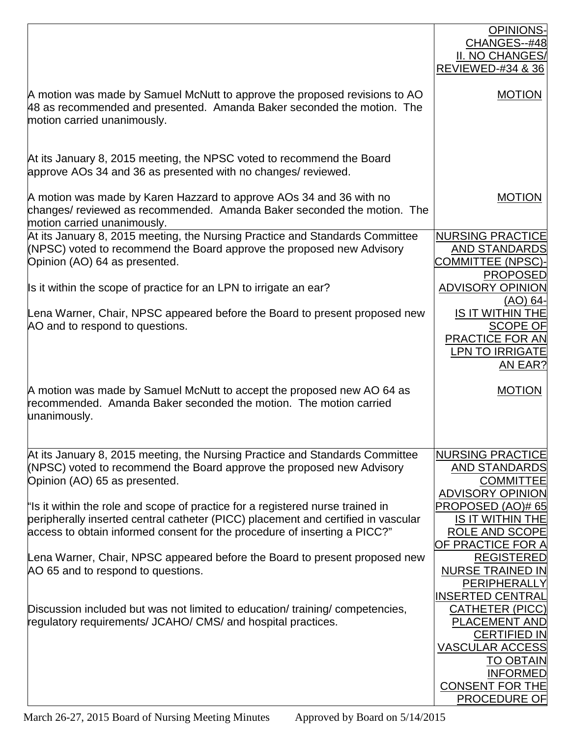| | |
|---|---|
| | OPINIONS-CHANGES--#48 II. NO CHANGES/ REVIEWED-#34 & 36 |
| A motion was made by Samuel McNutt to approve the proposed revisions to AO 48 as recommended and presented. Amanda Baker seconded the motion. The motion carried unanimously. | MOTION |
| At its January 8, 2015 meeting, the NPSC voted to recommend the Board approve AOs 34 and 36 as presented with no changes/ reviewed. | |
| A motion was made by Karen Hazzard to approve AOs 34 and 36 with no changes/ reviewed as recommended. Amanda Baker seconded the motion. The motion carried unanimously. | MOTION |
| At its January 8, 2015 meeting, the Nursing Practice and Standards Committee (NPSC) voted to recommend the Board approve the proposed new Advisory Opinion (AO) 64 as presented.<br><br>Is it within the scope of practice for an LPN to irrigate an ear?<br><br>Lena Warner, Chair, NPSC appeared before the Board to present proposed new AO and to respond to questions. | NURSING PRACTICE AND STANDARDS COMMITTEE (NPSC)-PROPOSED ADVISORY OPINION (AO) 64- IS IT WITHIN THE SCOPE OF PRACTICE FOR AN LPN TO IRRIGATE AN EAR? |
| A motion was made by Samuel McNutt to accept the proposed new AO 64 as recommended. Amanda Baker seconded the motion. The motion carried unanimously. | MOTION |
| At its January 8, 2015 meeting, the Nursing Practice and Standards Committee (NPSC) voted to recommend the Board approve the proposed new Advisory Opinion (AO) 65 as presented.<br><br>"Is it within the role and scope of practice for a registered nurse trained in peripherally inserted central catheter (PICC) placement and certified in vascular access to obtain informed consent for the procedure of inserting a PICC?"<br><br>Lena Warner, Chair, NPSC appeared before the Board to present proposed new AO 65 and to respond to questions.<br><br>Discussion included but was not limited to education/ training/ competencies, regulatory requirements/ JCAHO/ CMS/ and hospital practices. | NURSING PRACTICE AND STANDARDS COMMITTEE ADVISORY OPINION PROPOSED (AO)# 65 IS IT WITHIN THE ROLE AND SCOPE OF PRACTICE FOR A REGISTERED NURSE TRAINED IN PERIPHERALLY INSERTED CENTRAL CATHETER (PICC) PLACEMENT AND CERTIFIED IN VASCULAR ACCESS TO OBTAIN INFORMED CONSENT FOR THE PROCEDURE OF |

March 26-27, 2015 Board of Nursing Meeting Minutes Approved by Board on 5/14/2015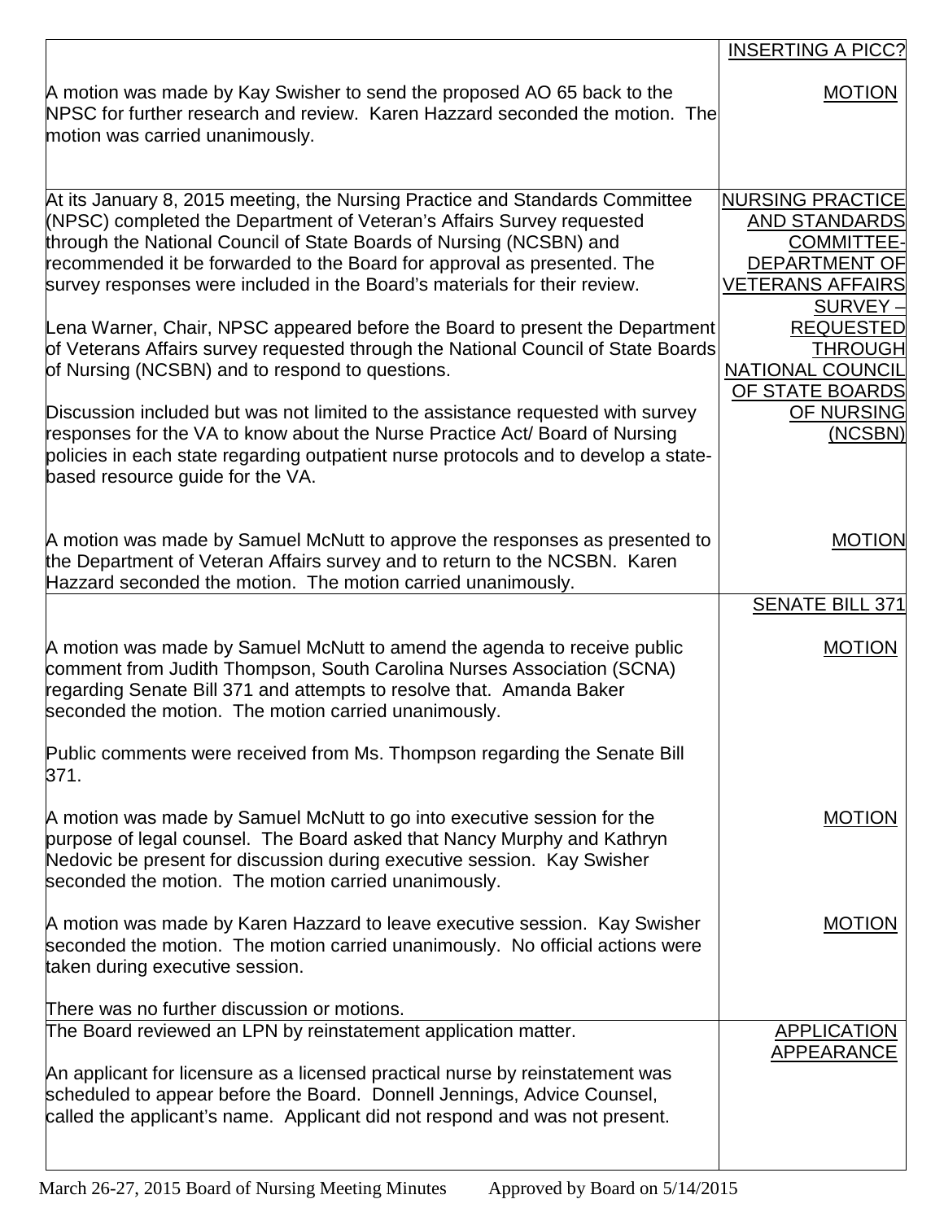| | |
|---|---|
| | INSERTING A PICC? |
| A motion was made by Kay Swisher to send the proposed AO 65 back to the NPSC for further research and review. Karen Hazzard seconded the motion. The motion was carried unanimously. | MOTION |
| At its January 8, 2015 meeting, the Nursing Practice and Standards Committee (NPSC) completed the Department of Veteran's Affairs Survey requested through the National Council of State Boards of Nursing (NCSBN) and recommended it be forwarded to the Board for approval as presented. The survey responses were included in the Board's materials for their review.<br><br>Lena Warner, Chair, NPSC appeared before the Board to present the Department of Veterans Affairs survey requested through the National Council of State Boards of Nursing (NCSBN) and to respond to questions.<br><br>Discussion included but was not limited to the assistance requested with survey responses for the VA to know about the Nurse Practice Act/ Board of Nursing policies in each state regarding outpatient nurse protocols and to develop a state-based resource guide for the VA. | NURSING PRACTICE AND STANDARDS COMMITTEE-DEPARTMENT OF VETERANS AFFAIRS SURVEY – REQUESTED THROUGH NATIONAL COUNCIL OF STATE BOARDS OF NURSING (NCSBN) |
| A motion was made by Samuel McNutt to approve the responses as presented to the Department of Veteran Affairs survey and to return to the NCSBN. Karen Hazzard seconded the motion. The motion carried unanimously. | MOTION |
| | SENATE BILL 371 |
| A motion was made by Samuel McNutt to amend the agenda to receive public comment from Judith Thompson, South Carolina Nurses Association (SCNA) regarding Senate Bill 371 and attempts to resolve that. Amanda Baker seconded the motion. The motion carried unanimously.<br><br>Public comments were received from Ms. Thompson regarding the Senate Bill 371. | MOTION |
| A motion was made by Samuel McNutt to go into executive session for the purpose of legal counsel. The Board asked that Nancy Murphy and Kathryn Nedovic be present for discussion during executive session. Kay Swisher seconded the motion. The motion carried unanimously. | MOTION |
| A motion was made by Karen Hazzard to leave executive session. Kay Swisher seconded the motion. The motion carried unanimously. No official actions were taken during executive session.<br><br>There was no further discussion or motions. | MOTION |
| The Board reviewed an LPN by reinstatement application matter.<br><br>An applicant for licensure as a licensed practical nurse by reinstatement was scheduled to appear before the Board. Donnell Jennings, Advice Counsel, called the applicant's name. Applicant did not respond and was not present. | APPLICATION APPEARANCE |

March 26-27, 2015 Board of Nursing Meeting Minutes Approved by Board on 5/14/2015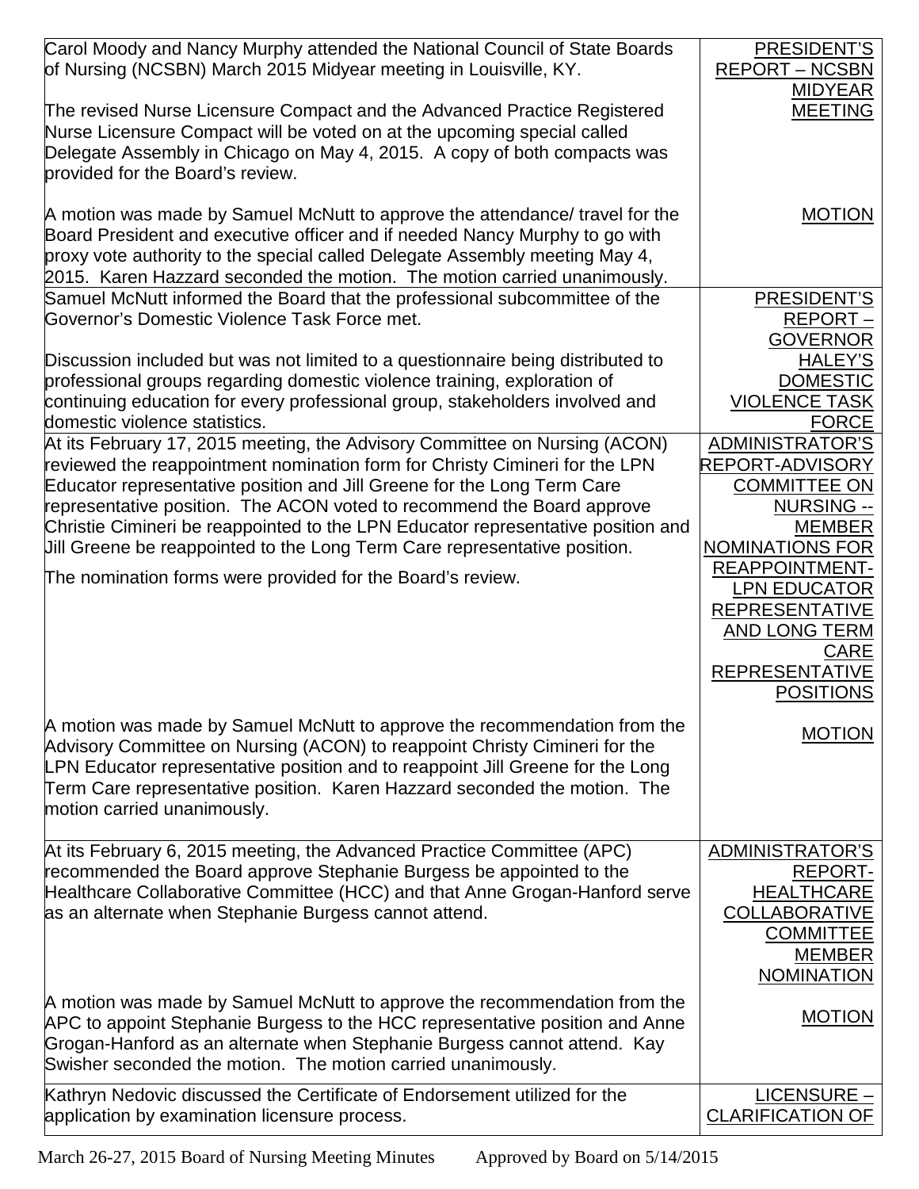| | |
|---|---|
| Carol Moody and Nancy Murphy attended the National Council of State Boards of Nursing (NCSBN) March 2015 Midyear meeting in Louisville, KY.<br><br>The revised Nurse Licensure Compact and the Advanced Practice Registered Nurse Licensure Compact will be voted on at the upcoming special called Delegate Assembly in Chicago on May 4, 2015. A copy of both compacts was provided for the Board's review. | PRESIDENT'S REPORT – NCSBN MIDYEAR MEETING |
| A motion was made by Samuel McNutt to approve the attendance/ travel for the Board President and executive officer and if needed Nancy Murphy to go with proxy vote authority to the special called Delegate Assembly meeting May 4, 2015. Karen Hazzard seconded the motion. The motion carried unanimously. | MOTION |
| Samuel McNutt informed the Board that the professional subcommittee of the Governor's Domestic Violence Task Force met.<br><br>Discussion included but was not limited to a questionnaire being distributed to professional groups regarding domestic violence training, exploration of continuing education for every professional group, stakeholders involved and domestic violence statistics. | PRESIDENT'S REPORT – GOVERNOR HALEY'S DOMESTIC VIOLENCE TASK FORCE |
| At its February 17, 2015 meeting, the Advisory Committee on Nursing (ACON) reviewed the reappointment nomination form for Christy Cimineri for the LPN Educator representative position and Jill Greene for the Long Term Care representative position. The ACON voted to recommend the Board approve Christie Cimineri be reappointed to the LPN Educator representative position and Jill Greene be reappointed to the Long Term Care representative position.<br><br>The nomination forms were provided for the Board's review. | ADMINISTRATOR'S REPORT-ADVISORY COMMITTEE ON NURSING -- MEMBER NOMINATIONS FOR REAPPOINTMENT-LPN EDUCATOR REPRESENTATIVE AND LONG TERM CARE REPRESENTATIVE POSITIONS |
| A motion was made by Samuel McNutt to approve the recommendation from the Advisory Committee on Nursing (ACON) to reappoint Christy Cimineri for the LPN Educator representative position and to reappoint Jill Greene for the Long Term Care representative position. Karen Hazzard seconded the motion. The motion carried unanimously. | MOTION |
| At its February 6, 2015 meeting, the Advanced Practice Committee (APC) recommended the Board approve Stephanie Burgess be appointed to the Healthcare Collaborative Committee (HCC) and that Anne Grogan-Hanford serve as an alternate when Stephanie Burgess cannot attend. | ADMINISTRATOR'S REPORT-HEALTHCARE COLLABORATIVE COMMITTEE MEMBER NOMINATION |
| A motion was made by Samuel McNutt to approve the recommendation from the APC to appoint Stephanie Burgess to the HCC representative position and Anne Grogan-Hanford as an alternate when Stephanie Burgess cannot attend. Kay Swisher seconded the motion. The motion carried unanimously. | MOTION |
| Kathryn Nedovic discussed the Certificate of Endorsement utilized for the application by examination licensure process. | LICENSURE – CLARIFICATION OF |

March 26-27, 2015 Board of Nursing Meeting Minutes Approved by Board on 5/14/2015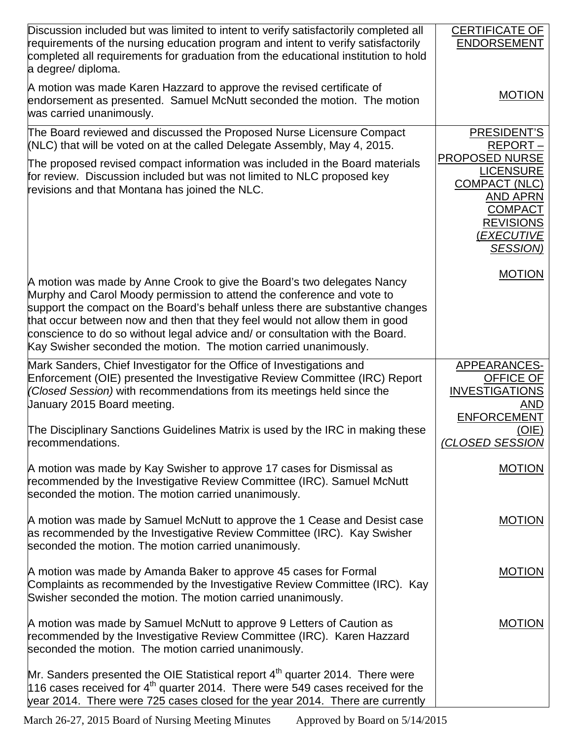| | |
|---|---|
| Discussion included but was limited to intent to verify satisfactorily completed all requirements of the nursing education program and intent to verify satisfactorily completed all requirements for graduation from the educational institution to hold a degree/ diploma. | CERTIFICATE OF ENDORSEMENT |
| A motion was made Karen Hazzard to approve the revised certificate of endorsement as presented. Samuel McNutt seconded the motion. The motion was carried unanimously. | MOTION |
| The Board reviewed and discussed the Proposed Nurse Licensure Compact (NLC) that will be voted on at the called Delegate Assembly, May 4, 2015.<br><br>The proposed revised compact information was included in the Board materials for review. Discussion included but was not limited to NLC proposed key revisions and that Montana has joined the NLC. | PRESIDENT'S REPORT – PROPOSED NURSE LICENSURE COMPACT (NLC) AND APRN COMPACT REVISIONS *(EXECUTIVE SESSION)* |
| A motion was made by Anne Crook to give the Board's two delegates Nancy Murphy and Carol Moody permission to attend the conference and vote to support the compact on the Board's behalf unless there are substantive changes that occur between now and then that they feel would not allow them in good conscience to do so without legal advice and/ or consultation with the Board. Kay Swisher seconded the motion. The motion carried unanimously. | MOTION |
| Mark Sanders, Chief Investigator for the Office of Investigations and Enforcement (OIE) presented the Investigative Review Committee (IRC) Report *(Closed Session)* with recommendations from its meetings held since the January 2015 Board meeting.<br><br>The Disciplinary Sanctions Guidelines Matrix is used by the IRC in making these recommendations. | APPEARANCES-OFFICE OF INVESTIGATIONS AND ENFORCEMENT (OIE) *(CLOSED SESSION* |
| A motion was made by Kay Swisher to approve 17 cases for Dismissal as recommended by the Investigative Review Committee (IRC). Samuel McNutt seconded the motion. The motion carried unanimously. | MOTION |
| A motion was made by Samuel McNutt to approve the 1 Cease and Desist case as recommended by the Investigative Review Committee (IRC). Kay Swisher seconded the motion. The motion carried unanimously. | MOTION |
| A motion was made by Amanda Baker to approve 45 cases for Formal Complaints as recommended by the Investigative Review Committee (IRC). Kay Swisher seconded the motion. The motion carried unanimously. | MOTION |
| A motion was made by Samuel McNutt to approve 9 Letters of Caution as recommended by the Investigative Review Committee (IRC). Karen Hazzard seconded the motion. The motion carried unanimously.<br><br>Mr. Sanders presented the OIE Statistical report 4th quarter 2014. There were 116 cases received for 4th quarter 2014. There were 549 cases received for the year 2014. There were 725 cases closed for the year 2014. There are currently | MOTION |

March 26-27, 2015 Board of Nursing Meeting Minutes Approved by Board on 5/14/2015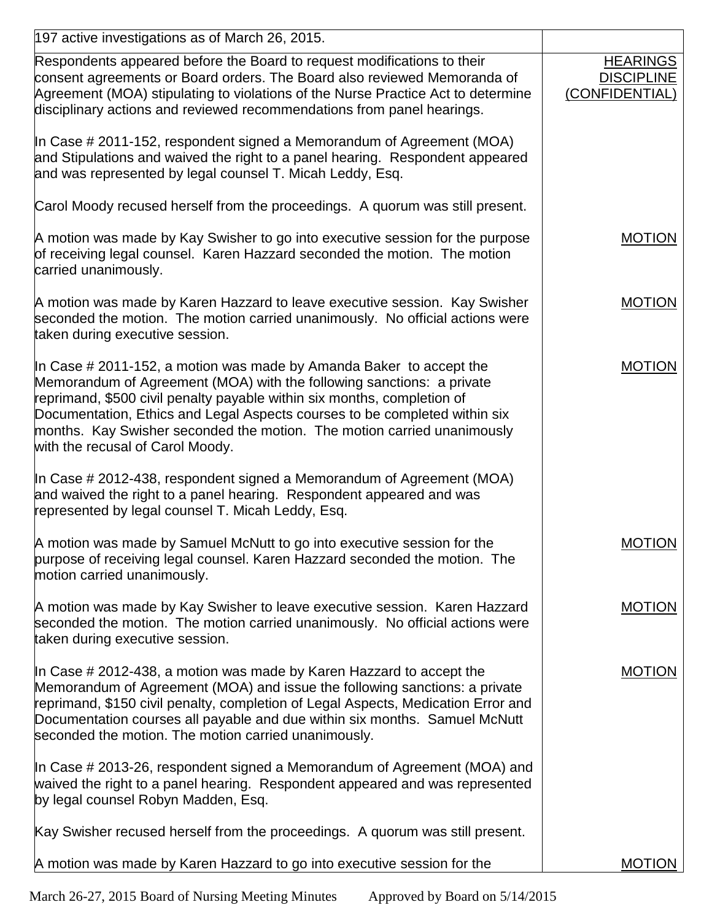| | |
|---|---|
| 197 active investigations as of March 26, 2015. | |
| Respondents appeared before the Board to request modifications to their consent agreements or Board orders. The Board also reviewed Memoranda of Agreement (MOA) stipulating to violations of the Nurse Practice Act to determine disciplinary actions and reviewed recommendations from panel hearings.<br><br>In Case # 2011-152, respondent signed a Memorandum of Agreement (MOA) and Stipulations and waived the right to a panel hearing. Respondent appeared and was represented by legal counsel T. Micah Leddy, Esq.<br><br>Carol Moody recused herself from the proceedings. A quorum was still present. | HEARINGS DISCIPLINE (CONFIDENTIAL) |
| A motion was made by Kay Swisher to go into executive session for the purpose of receiving legal counsel. Karen Hazzard seconded the motion. The motion carried unanimously. | MOTION |
| A motion was made by Karen Hazzard to leave executive session. Kay Swisher seconded the motion. The motion carried unanimously. No official actions were taken during executive session. | MOTION |
| In Case # 2011-152, a motion was made by Amanda Baker to accept the Memorandum of Agreement (MOA) with the following sanctions: a private reprimand, $500 civil penalty payable within six months, completion of Documentation, Ethics and Legal Aspects courses to be completed within six months. Kay Swisher seconded the motion. The motion carried unanimously with the recusal of Carol Moody.<br><br>In Case # 2012-438, respondent signed a Memorandum of Agreement (MOA) and waived the right to a panel hearing. Respondent appeared and was represented by legal counsel T. Micah Leddy, Esq. | MOTION |
| A motion was made by Samuel McNutt to go into executive session for the purpose of receiving legal counsel. Karen Hazzard seconded the motion. The motion carried unanimously. | MOTION |
| A motion was made by Kay Swisher to leave executive session. Karen Hazzard seconded the motion. The motion carried unanimously. No official actions were taken during executive session. | MOTION |
| In Case # 2012-438, a motion was made by Karen Hazzard to accept the Memorandum of Agreement (MOA) and issue the following sanctions: a private reprimand, $150 civil penalty, completion of Legal Aspects, Medication Error and Documentation courses all payable and due within six months. Samuel McNutt seconded the motion. The motion carried unanimously.<br><br>In Case # 2013-26, respondent signed a Memorandum of Agreement (MOA) and waived the right to a panel hearing. Respondent appeared and was represented by legal counsel Robyn Madden, Esq.<br><br>Kay Swisher recused herself from the proceedings. A quorum was still present. | MOTION |
| A motion was made by Karen Hazzard to go into executive session for the | MOTION |

March 26-27, 2015 Board of Nursing Meeting Minutes Approved by Board on 5/14/2015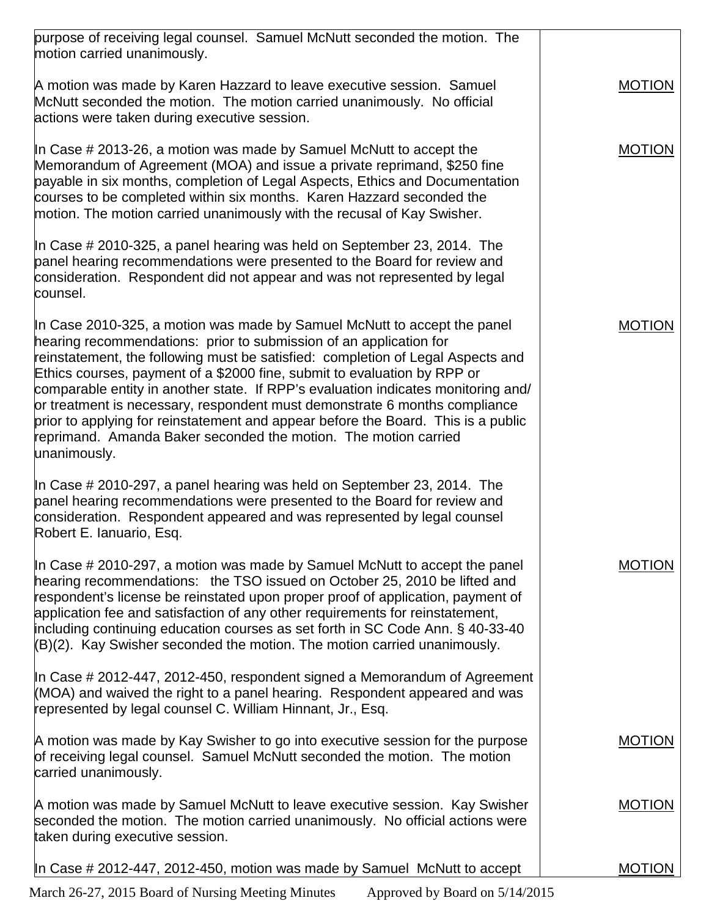| | |
|---|---|
| purpose of receiving legal counsel. Samuel McNutt seconded the motion. The motion carried unanimously. | |
| A motion was made by Karen Hazzard to leave executive session. Samuel McNutt seconded the motion. The motion carried unanimously. No official actions were taken during executive session. | MOTION |
| In Case # 2013-26, a motion was made by Samuel McNutt to accept the Memorandum of Agreement (MOA) and issue a private reprimand, $250 fine payable in six months, completion of Legal Aspects, Ethics and Documentation courses to be completed within six months. Karen Hazzard seconded the motion. The motion carried unanimously with the recusal of Kay Swisher. | MOTION |
| In Case # 2010-325, a panel hearing was held on September 23, 2014. The panel hearing recommendations were presented to the Board for review and consideration. Respondent did not appear and was not represented by legal counsel. | |
| In Case 2010-325, a motion was made by Samuel McNutt to accept the panel hearing recommendations: prior to submission of an application for reinstatement, the following must be satisfied: completion of Legal Aspects and Ethics courses, payment of a $2000 fine, submit to evaluation by RPP or comparable entity in another state. If RPP's evaluation indicates monitoring and/or treatment is necessary, respondent must demonstrate 6 months compliance prior to applying for reinstatement and appear before the Board. This is a public reprimand. Amanda Baker seconded the motion. The motion carried unanimously. | MOTION |
| In Case # 2010-297, a panel hearing was held on September 23, 2014. The panel hearing recommendations were presented to the Board for review and consideration. Respondent appeared and was represented by legal counsel Robert E. Ianuario, Esq. | |
| In Case # 2010-297, a motion was made by Samuel McNutt to accept the panel hearing recommendations: the TSO issued on October 25, 2010 be lifted and respondent's license be reinstated upon proper proof of application, payment of application fee and satisfaction of any other requirements for reinstatement, including continuing education courses as set forth in SC Code Ann. § 40-33-40 (B)(2). Kay Swisher seconded the motion. The motion carried unanimously. | MOTION |
| In Case # 2012-447, 2012-450, respondent signed a Memorandum of Agreement (MOA) and waived the right to a panel hearing. Respondent appeared and was represented by legal counsel C. William Hinnant, Jr., Esq. | |
| A motion was made by Kay Swisher to go into executive session for the purpose of receiving legal counsel. Samuel McNutt seconded the motion. The motion carried unanimously. | MOTION |
| A motion was made by Samuel McNutt to leave executive session. Kay Swisher seconded the motion. The motion carried unanimously. No official actions were taken during executive session. | MOTION |
| In Case # 2012-447, 2012-450, motion was made by Samuel McNutt to accept | MOTION |

March 26-27, 2015 Board of Nursing Meeting Minutes Approved by Board on 5/14/2015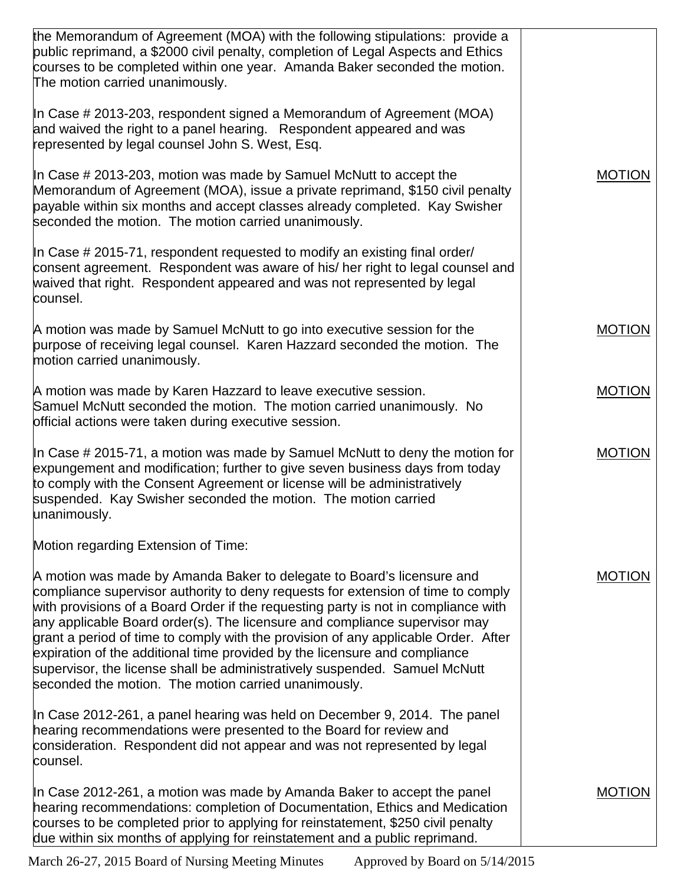| | |
|---|---|
| the Memorandum of Agreement (MOA) with the following stipulations: provide a public reprimand, a $2000 civil penalty, completion of Legal Aspects and Ethics courses to be completed within one year. Amanda Baker seconded the motion. The motion carried unanimously. | |
| In Case # 2013-203, respondent signed a Memorandum of Agreement (MOA) and waived the right to a panel hearing. Respondent appeared and was represented by legal counsel John S. West, Esq. | |
| In Case # 2013-203, motion was made by Samuel McNutt to accept the Memorandum of Agreement (MOA), issue a private reprimand, $150 civil penalty payable within six months and accept classes already completed. Kay Swisher seconded the motion. The motion carried unanimously. | <u>MOTION</u> |
| In Case # 2015-71, respondent requested to modify an existing final order/ consent agreement. Respondent was aware of his/ her right to legal counsel and waived that right. Respondent appeared and was not represented by legal counsel. | |
| A motion was made by Samuel McNutt to go into executive session for the purpose of receiving legal counsel. Karen Hazzard seconded the motion. The motion carried unanimously. | <u>MOTION</u> |
| A motion was made by Karen Hazzard to leave executive session. Samuel McNutt seconded the motion. The motion carried unanimously. No official actions were taken during executive session. | <u>MOTION</u> |
| In Case # 2015-71, a motion was made by Samuel McNutt to deny the motion for expungement and modification; further to give seven business days from today to comply with the Consent Agreement or license will be administratively suspended. Kay Swisher seconded the motion. The motion carried unanimously. | <u>MOTION</u> |
| Motion regarding Extension of Time: | |
| A motion was made by Amanda Baker to delegate to Board's licensure and compliance supervisor authority to deny requests for extension of time to comply with provisions of a Board Order if the requesting party is not in compliance with any applicable Board order(s). The licensure and compliance supervisor may grant a period of time to comply with the provision of any applicable Order. After expiration of the additional time provided by the licensure and compliance supervisor, the license shall be administratively suspended. Samuel McNutt seconded the motion. The motion carried unanimously. | <u>MOTION</u> |
| In Case 2012-261, a panel hearing was held on December 9, 2014. The panel hearing recommendations were presented to the Board for review and consideration. Respondent did not appear and was not represented by legal counsel. | |
| In Case 2012-261, a motion was made by Amanda Baker to accept the panel hearing recommendations: completion of Documentation, Ethics and Medication courses to be completed prior to applying for reinstatement, $250 civil penalty due within six months of applying for reinstatement and a public reprimand. | <u>MOTION</u> |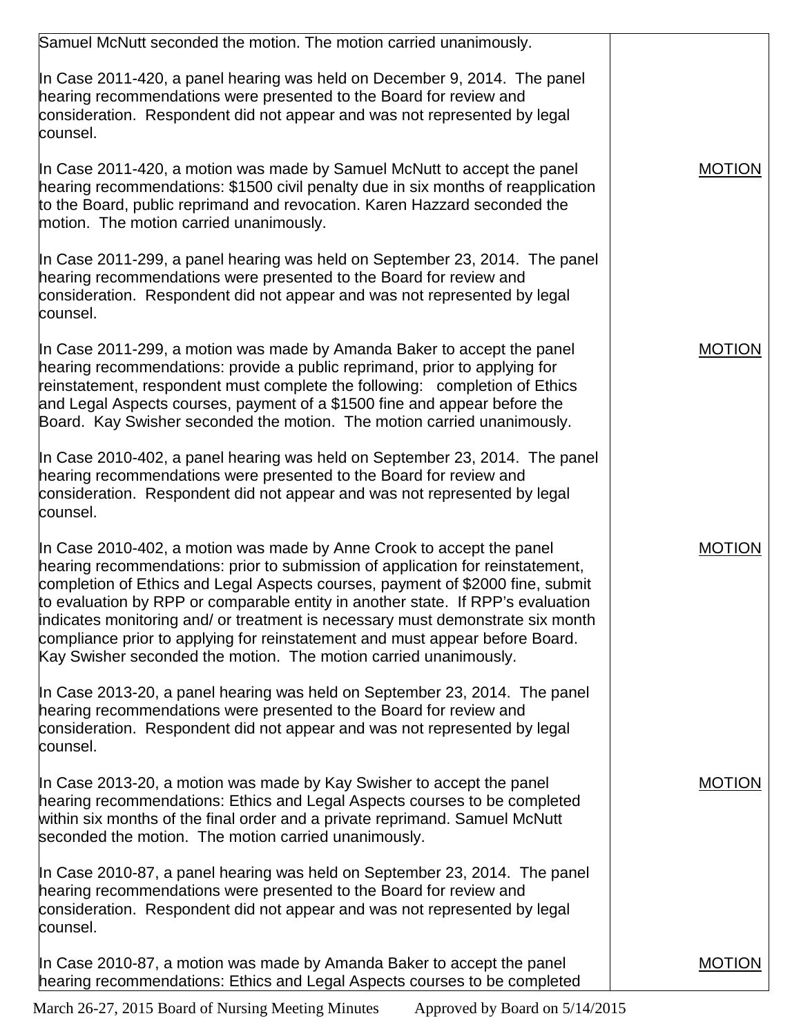| | |
|---|---|
| Samuel McNutt seconded the motion. The motion carried unanimously. | |
| In Case 2011-420, a panel hearing was held on December 9, 2014. The panel hearing recommendations were presented to the Board for review and consideration. Respondent did not appear and was not represented by legal counsel. | |
| In Case 2011-420, a motion was made by Samuel McNutt to accept the panel hearing recommendations: $1500 civil penalty due in six months of reapplication to the Board, public reprimand and revocation. Karen Hazzard seconded the motion. The motion carried unanimously. | MOTION |
| In Case 2011-299, a panel hearing was held on September 23, 2014. The panel hearing recommendations were presented to the Board for review and consideration. Respondent did not appear and was not represented by legal counsel. | |
| In Case 2011-299, a motion was made by Amanda Baker to accept the panel hearing recommendations: provide a public reprimand, prior to applying for reinstatement, respondent must complete the following: completion of Ethics and Legal Aspects courses, payment of a $1500 fine and appear before the Board. Kay Swisher seconded the motion. The motion carried unanimously. | MOTION |
| In Case 2010-402, a panel hearing was held on September 23, 2014. The panel hearing recommendations were presented to the Board for review and consideration. Respondent did not appear and was not represented by legal counsel. | |
| In Case 2010-402, a motion was made by Anne Crook to accept the panel hearing recommendations: prior to submission of application for reinstatement, completion of Ethics and Legal Aspects courses, payment of $2000 fine, submit to evaluation by RPP or comparable entity in another state. If RPP's evaluation indicates monitoring and/ or treatment is necessary must demonstrate six month compliance prior to applying for reinstatement and must appear before Board. Kay Swisher seconded the motion. The motion carried unanimously. | MOTION |
| In Case 2013-20, a panel hearing was held on September 23, 2014. The panel hearing recommendations were presented to the Board for review and consideration. Respondent did not appear and was not represented by legal counsel. | |
| In Case 2013-20, a motion was made by Kay Swisher to accept the panel hearing recommendations: Ethics and Legal Aspects courses to be completed within six months of the final order and a private reprimand. Samuel McNutt seconded the motion. The motion carried unanimously. | MOTION |
| In Case 2010-87, a panel hearing was held on September 23, 2014. The panel hearing recommendations were presented to the Board for review and consideration. Respondent did not appear and was not represented by legal counsel. | |
| In Case 2010-87, a motion was made by Amanda Baker to accept the panel hearing recommendations: Ethics and Legal Aspects courses to be completed | MOTION |

March 26-27, 2015 Board of Nursing Meeting Minutes Approved by Board on 5/14/2015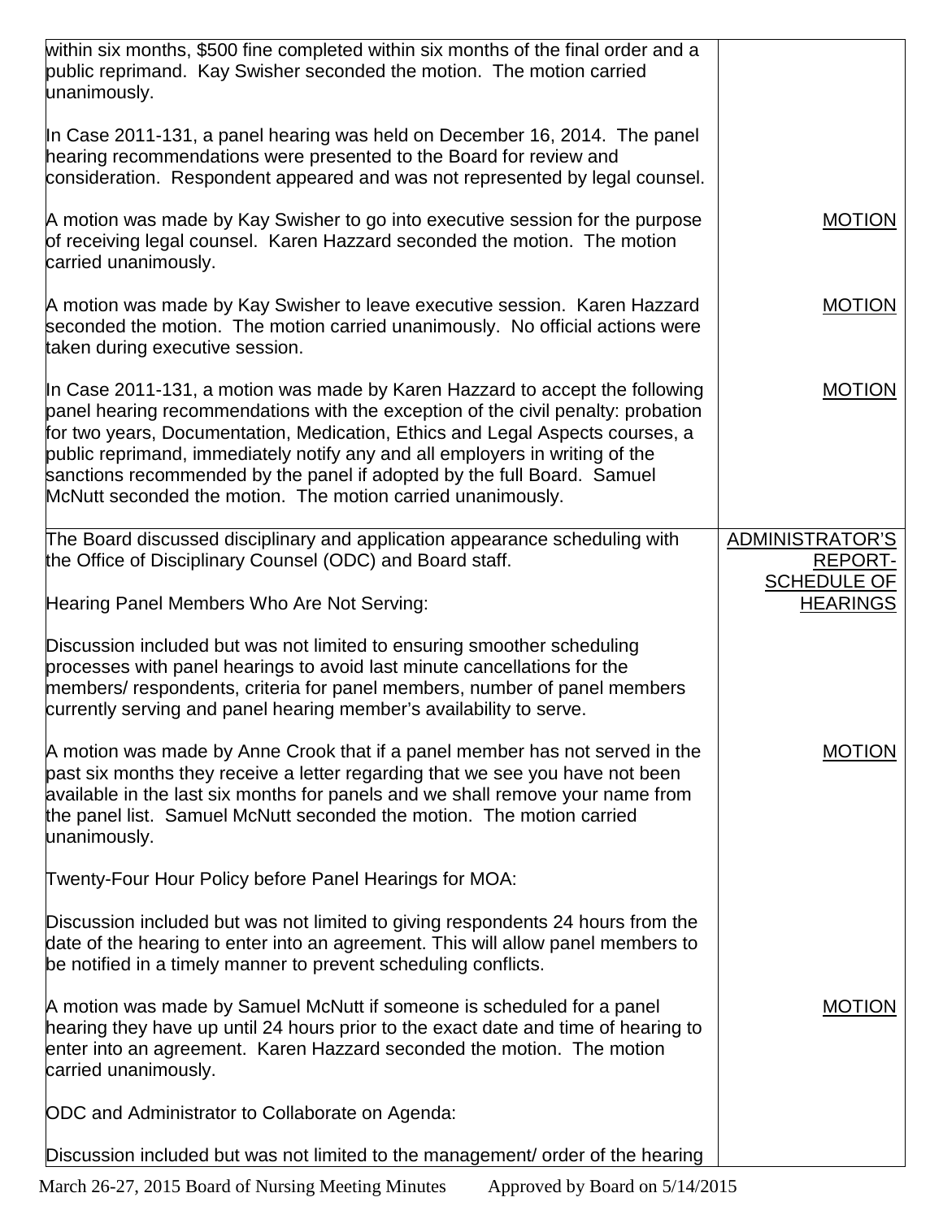| | |
|---|---|
| within six months, $500 fine completed within six months of the final order and a public reprimand. Kay Swisher seconded the motion. The motion carried unanimously.<br><br>In Case 2011-131, a panel hearing was held on December 16, 2014. The panel hearing recommendations were presented to the Board for review and consideration. Respondent appeared and was not represented by legal counsel. | |
| A motion was made by Kay Swisher to go into executive session for the purpose of receiving legal counsel. Karen Hazzard seconded the motion. The motion carried unanimously. | MOTION |
| A motion was made by Kay Swisher to leave executive session. Karen Hazzard seconded the motion. The motion carried unanimously. No official actions were taken during executive session. | MOTION |
| In Case 2011-131, a motion was made by Karen Hazzard to accept the following panel hearing recommendations with the exception of the civil penalty: probation for two years, Documentation, Medication, Ethics and Legal Aspects courses, a public reprimand, immediately notify any and all employers in writing of the sanctions recommended by the panel if adopted by the full Board. Samuel McNutt seconded the motion. The motion carried unanimously. | MOTION |
| The Board discussed disciplinary and application appearance scheduling with the Office of Disciplinary Counsel (ODC) and Board staff.<br><br>Hearing Panel Members Who Are Not Serving:<br><br>Discussion included but was not limited to ensuring smoother scheduling processes with panel hearings to avoid last minute cancellations for the members/ respondents, criteria for panel members, number of panel members currently serving and panel hearing member's availability to serve. | ADMINISTRATOR'S REPORT- SCHEDULE OF HEARINGS |
| A motion was made by Anne Crook that if a panel member has not served in the past six months they receive a letter regarding that we see you have not been available in the last six months for panels and we shall remove your name from the panel list. Samuel McNutt seconded the motion. The motion carried unanimously.<br><br>Twenty-Four Hour Policy before Panel Hearings for MOA:<br><br>Discussion included but was not limited to giving respondents 24 hours from the date of the hearing to enter into an agreement. This will allow panel members to be notified in a timely manner to prevent scheduling conflicts. | MOTION |
| A motion was made by Samuel McNutt if someone is scheduled for a panel hearing they have up until 24 hours prior to the exact date and time of hearing to enter into an agreement. Karen Hazzard seconded the motion. The motion carried unanimously.<br><br>ODC and Administrator to Collaborate on Agenda:<br><br>Discussion included but was not limited to the management/ order of the hearing | MOTION |

March 26-27, 2015 Board of Nursing Meeting Minutes Approved by Board on 5/14/2015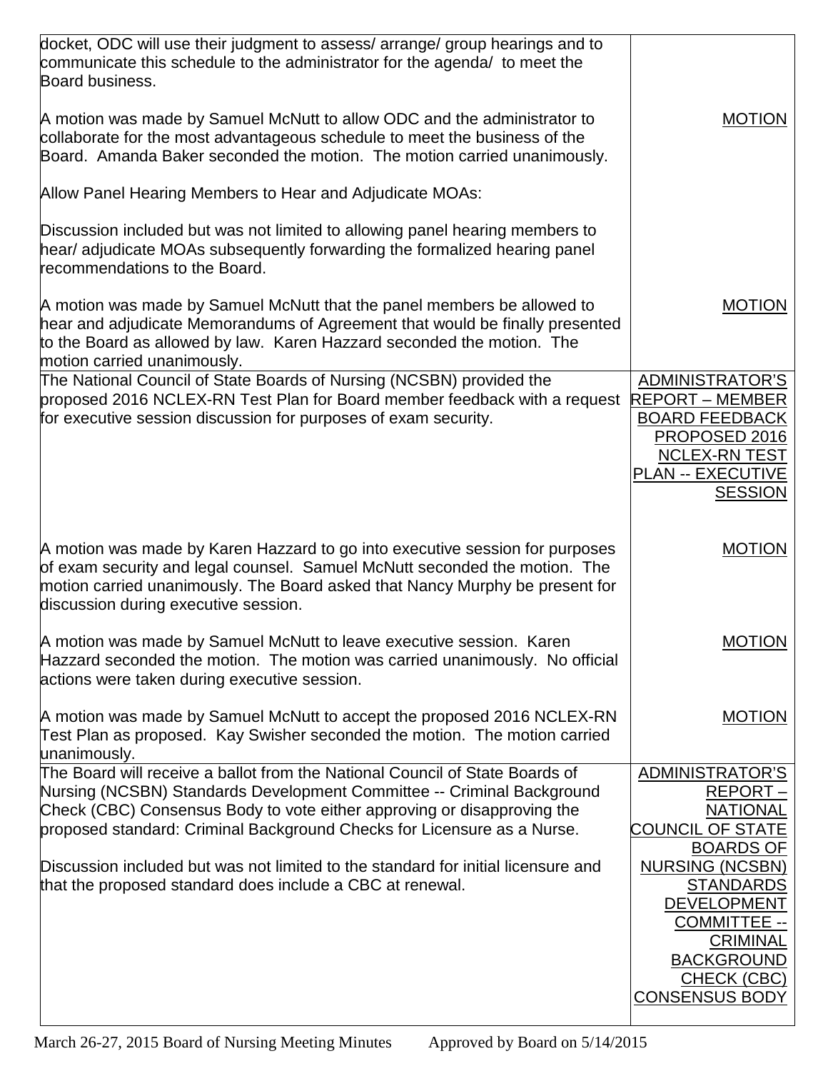| | |
|---|---|
| docket, ODC will use their judgment to assess/ arrange/ group hearings and to communicate this schedule to the administrator for the agenda/ to meet the Board business.<br><br>A motion was made by Samuel McNutt to allow ODC and the administrator to collaborate for the most advantageous schedule to meet the business of the Board. Amanda Baker seconded the motion. The motion carried unanimously.<br><br>Allow Panel Hearing Members to Hear and Adjudicate MOAs:<br><br>Discussion included but was not limited to allowing panel hearing members to hear/ adjudicate MOAs subsequently forwarding the formalized hearing panel recommendations to the Board.<br><br>A motion was made by Samuel McNutt that the panel members be allowed to hear and adjudicate Memorandums of Agreement that would be finally presented to the Board as allowed by law. Karen Hazzard seconded the motion. The motion carried unanimously. | <br><br><br>MOTION<br><br><br><br><br><br><br><br>MOTION |
| The National Council of State Boards of Nursing (NCSBN) provided the proposed 2016 NCLEX-RN Test Plan for Board member feedback with a request for executive session discussion for purposes of exam security.<br><br>A motion was made by Karen Hazzard to go into executive session for purposes of exam security and legal counsel. Samuel McNutt seconded the motion. The motion carried unanimously. The Board asked that Nancy Murphy be present for discussion during executive session.<br><br>A motion was made by Samuel McNutt to leave executive session. Karen Hazzard seconded the motion. The motion was carried unanimously. No official actions were taken during executive session.<br><br>A motion was made by Samuel McNutt to accept the proposed 2016 NCLEX-RN Test Plan as proposed. Kay Swisher seconded the motion. The motion carried unanimously. | ADMINISTRATOR'S REPORT – MEMBER BOARD FEEDBACK PROPOSED 2016 NCLEX-RN TEST PLAN -- EXECUTIVE SESSION<br><br>MOTION<br><br><br>MOTION<br><br><br>MOTION |
| The Board will receive a ballot from the National Council of State Boards of Nursing (NCSBN) Standards Development Committee -- Criminal Background Check (CBC) Consensus Body to vote either approving or disapproving the proposed standard: Criminal Background Checks for Licensure as a Nurse.<br><br>Discussion included but was not limited to the standard for initial licensure and that the proposed standard does include a CBC at renewal. | ADMINISTRATOR'S REPORT – NATIONAL COUNCIL OF STATE BOARDS OF NURSING (NCSBN) STANDARDS DEVELOPMENT COMMITTEE -- CRIMINAL BACKGROUND CHECK (CBC) CONSENSUS BODY |

March 26-27, 2015 Board of Nursing Meeting Minutes Approved by Board on 5/14/2015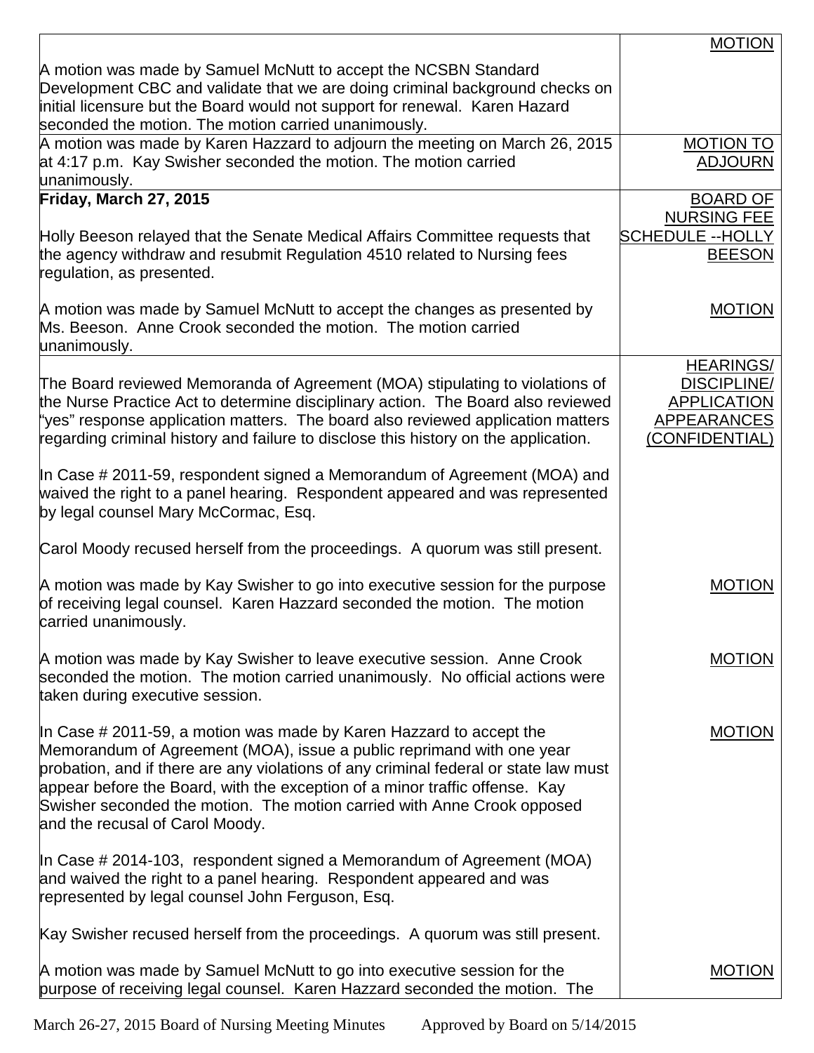| | |
|---|---|
| A motion was made by Samuel McNutt to accept the NCSBN Standard Development CBC and validate that we are doing criminal background checks on initial licensure but the Board would not support for renewal. Karen Hazard seconded the motion. The motion carried unanimously. | MOTION |
| A motion was made by Karen Hazzard to adjourn the meeting on March 26, 2015 at 4:17 p.m. Kay Swisher seconded the motion. The motion carried unanimously. | MOTION TO ADJOURN |
| **Friday, March 27, 2015**<br><br>Holly Beeson relayed that the Senate Medical Affairs Committee requests that the agency withdraw and resubmit Regulation 4510 related to Nursing fees regulation, as presented. | BOARD OF NURSING FEE SCHEDULE --HOLLY BEESON |
| A motion was made by Samuel McNutt to accept the changes as presented by Ms. Beeson. Anne Crook seconded the motion. The motion carried unanimously. | MOTION |
| The Board reviewed Memoranda of Agreement (MOA) stipulating to violations of the Nurse Practice Act to determine disciplinary action. The Board also reviewed "yes" response application matters. The board also reviewed application matters regarding criminal history and failure to disclose this history on the application.<br><br>In Case # 2011-59, respondent signed a Memorandum of Agreement (MOA) and waived the right to a panel hearing. Respondent appeared and was represented by legal counsel Mary McCormac, Esq.<br><br>Carol Moody recused herself from the proceedings. A quorum was still present. | HEARINGS/ DISCIPLINE/ APPLICATION APPEARANCES (CONFIDENTIAL) |
| A motion was made by Kay Swisher to go into executive session for the purpose of receiving legal counsel. Karen Hazzard seconded the motion. The motion carried unanimously. | MOTION |
| A motion was made by Kay Swisher to leave executive session. Anne Crook seconded the motion. The motion carried unanimously. No official actions were taken during executive session. | MOTION |
| In Case # 2011-59, a motion was made by Karen Hazzard to accept the Memorandum of Agreement (MOA), issue a public reprimand with one year probation, and if there are any violations of any criminal federal or state law must appear before the Board, with the exception of a minor traffic offense. Kay Swisher seconded the motion. The motion carried with Anne Crook opposed and the recusal of Carol Moody.<br><br>In Case # 2014-103, respondent signed a Memorandum of Agreement (MOA) and waived the right to a panel hearing. Respondent appeared and was represented by legal counsel John Ferguson, Esq.<br><br>Kay Swisher recused herself from the proceedings. A quorum was still present. | MOTION |
| A motion was made by Samuel McNutt to go into executive session for the purpose of receiving legal counsel. Karen Hazzard seconded the motion. The | MOTION |

March 26-27, 2015 Board of Nursing Meeting Minutes Approved by Board on 5/14/2015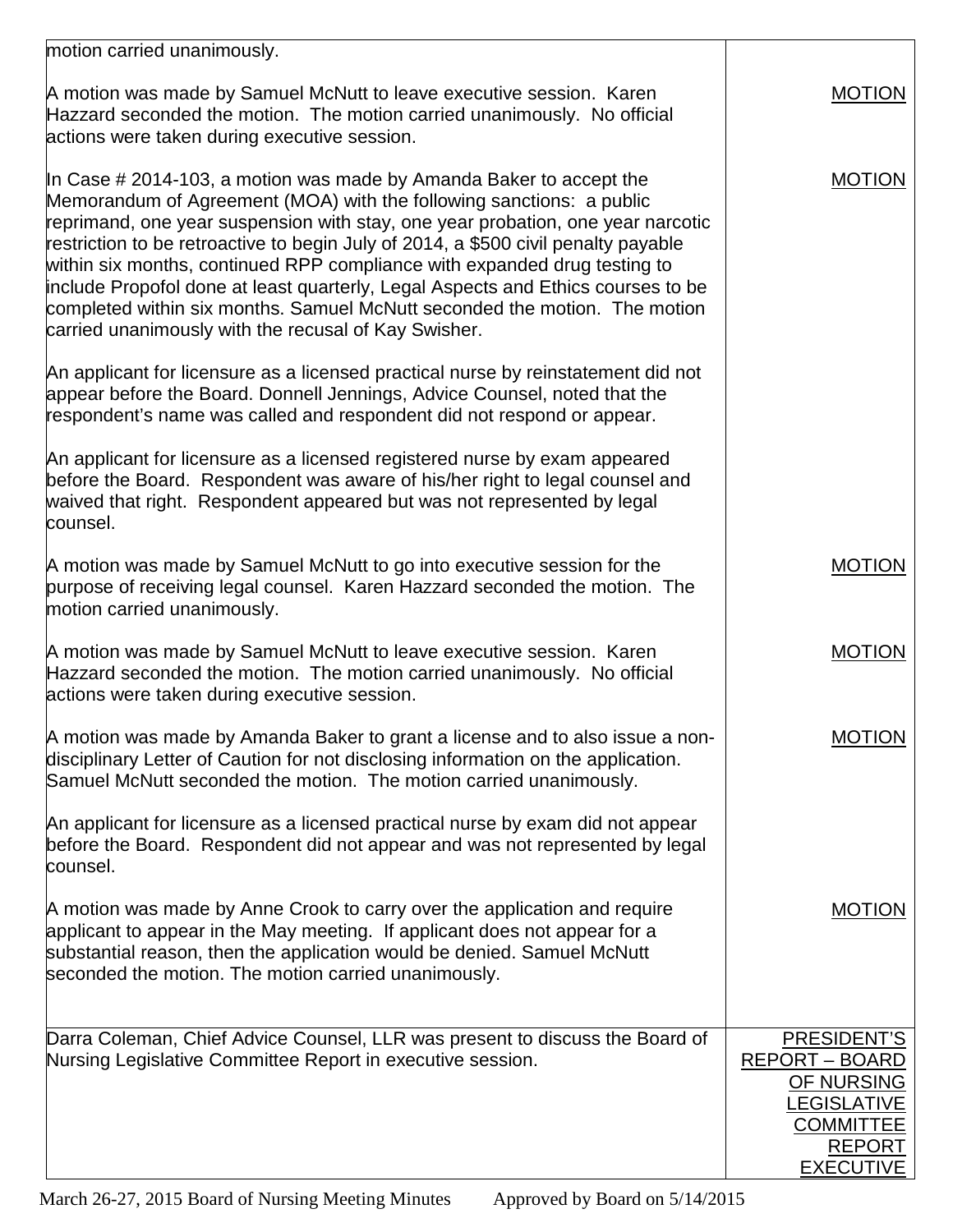| | |
|---|---|
| motion carried unanimously. | |
| A motion was made by Samuel McNutt to leave executive session. Karen Hazzard seconded the motion. The motion carried unanimously. No official actions were taken during executive session. | MOTION |
| In Case # 2014-103, a motion was made by Amanda Baker to accept the Memorandum of Agreement (MOA) with the following sanctions: a public reprimand, one year suspension with stay, one year probation, one year narcotic restriction to be retroactive to begin July of 2014, a $500 civil penalty payable within six months, continued RPP compliance with expanded drug testing to include Propofol done at least quarterly, Legal Aspects and Ethics courses to be completed within six months. Samuel McNutt seconded the motion. The motion carried unanimously with the recusal of Kay Swisher. | MOTION |
| An applicant for licensure as a licensed practical nurse by reinstatement did not appear before the Board. Donnell Jennings, Advice Counsel, noted that the respondent's name was called and respondent did not respond or appear. | |
| An applicant for licensure as a licensed registered nurse by exam appeared before the Board. Respondent was aware of his/her right to legal counsel and waived that right. Respondent appeared but was not represented by legal counsel. | |
| A motion was made by Samuel McNutt to go into executive session for the purpose of receiving legal counsel. Karen Hazzard seconded the motion. The motion carried unanimously. | MOTION |
| A motion was made by Samuel McNutt to leave executive session. Karen Hazzard seconded the motion. The motion carried unanimously. No official actions were taken during executive session. | MOTION |
| A motion was made by Amanda Baker to grant a license and to also issue a non-disciplinary Letter of Caution for not disclosing information on the application. Samuel McNutt seconded the motion. The motion carried unanimously. | MOTION |
| An applicant for licensure as a licensed practical nurse by exam did not appear before the Board. Respondent did not appear and was not represented by legal counsel. | |
| A motion was made by Anne Crook to carry over the application and require applicant to appear in the May meeting. If applicant does not appear for a substantial reason, then the application would be denied. Samuel McNutt seconded the motion. The motion carried unanimously. | MOTION |
| Darra Coleman, Chief Advice Counsel, LLR was present to discuss the Board of Nursing Legislative Committee Report in executive session. | PRESIDENT'S REPORT – BOARD OF NURSING LEGISLATIVE COMMITTEE REPORT EXECUTIVE |

March 26-27, 2015 Board of Nursing Meeting Minutes Approved by Board on 5/14/2015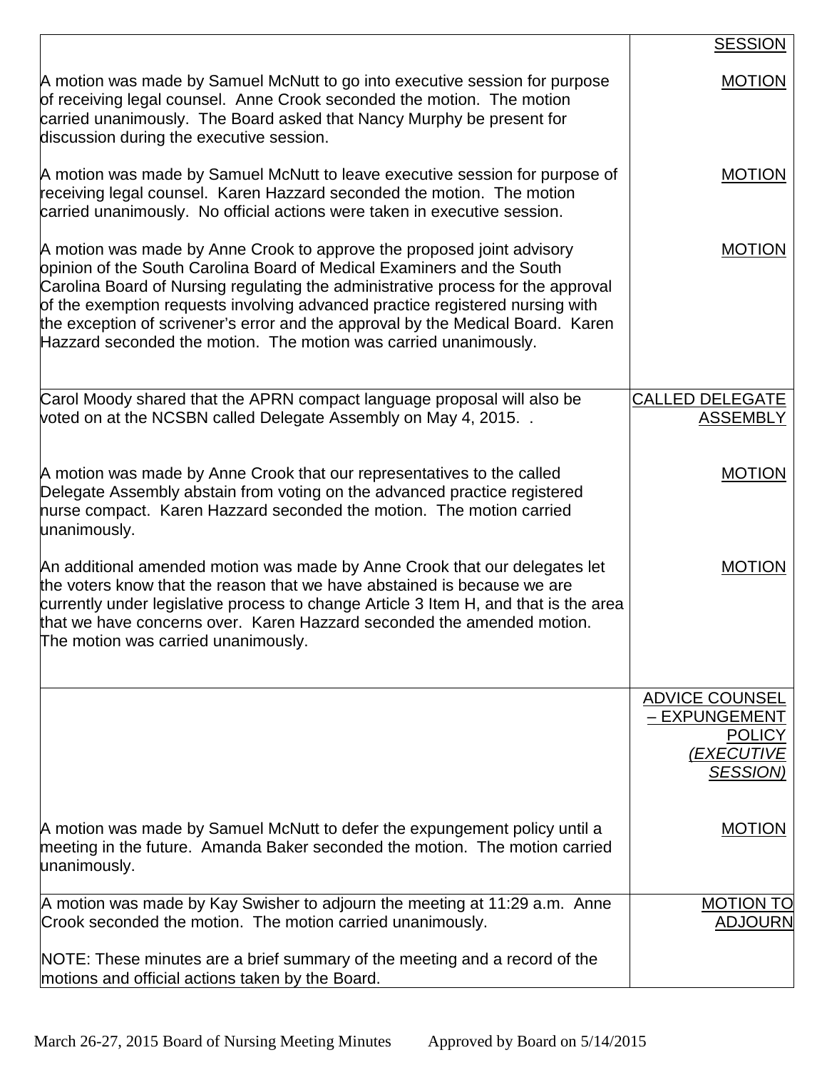| | |
|---|---|
| | SESSION |
| A motion was made by Samuel McNutt to go into executive session for purpose of receiving legal counsel. Anne Crook seconded the motion. The motion carried unanimously. The Board asked that Nancy Murphy be present for discussion during the executive session. | MOTION |
| A motion was made by Samuel McNutt to leave executive session for purpose of receiving legal counsel. Karen Hazzard seconded the motion. The motion carried unanimously. No official actions were taken in executive session. | MOTION |
| A motion was made by Anne Crook to approve the proposed joint advisory opinion of the South Carolina Board of Medical Examiners and the South Carolina Board of Nursing regulating the administrative process for the approval of the exemption requests involving advanced practice registered nursing with the exception of scrivener's error and the approval by the Medical Board. Karen Hazzard seconded the motion. The motion was carried unanimously. | MOTION |
| Carol Moody shared that the APRN compact language proposal will also be voted on at the NCSBN called Delegate Assembly on May 4, 2015. . | CALLED DELEGATE ASSEMBLY |
| A motion was made by Anne Crook that our representatives to the called Delegate Assembly abstain from voting on the advanced practice registered nurse compact. Karen Hazzard seconded the motion. The motion carried unanimously. | MOTION |
| An additional amended motion was made by Anne Crook that our delegates let the voters know that the reason that we have abstained is because we are currently under legislative process to change Article 3 Item H, and that is the area that we have concerns over. Karen Hazzard seconded the amended motion. The motion was carried unanimously. | MOTION |
| | ADVICE COUNSEL – EXPUNGEMENT POLICY *(EXECUTIVE SESSION)* |
| A motion was made by Samuel McNutt to defer the expungement policy until a meeting in the future. Amanda Baker seconded the motion. The motion carried unanimously. | MOTION |
| A motion was made by Kay Swisher to adjourn the meeting at 11:29 a.m. Anne Crook seconded the motion. The motion carried unanimously.<br><br>NOTE: These minutes are a brief summary of the meeting and a record of the motions and official actions taken by the Board. | MOTION TO ADJOURN |

March 26-27, 2015 Board of Nursing Meeting Minutes Approved by Board on 5/14/2015